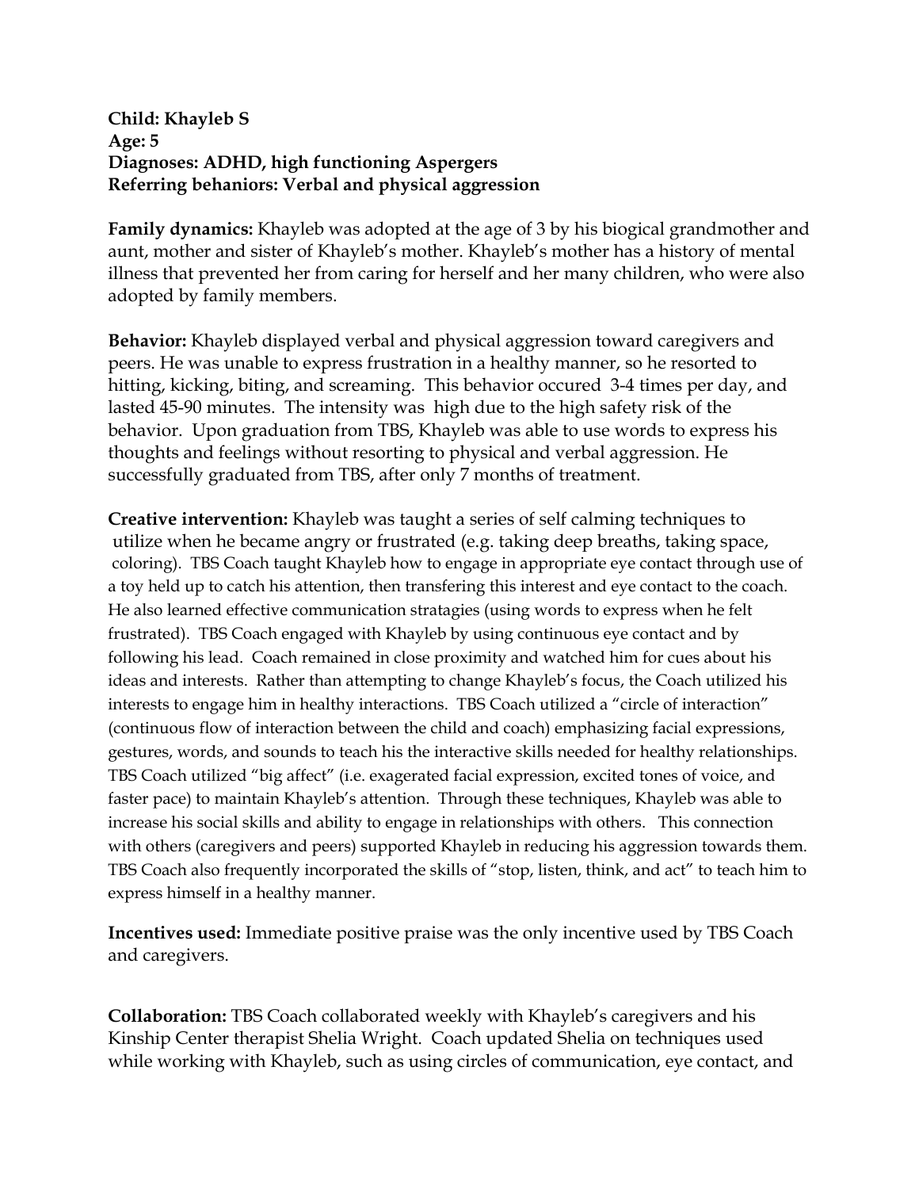**Child: Khayleb S**
**Age: 5**
**Diagnoses: ADHD, high functioning Aspergers**
**Referring behaniors: Verbal and physical aggression**

**Family dynamics:** Khayleb was adopted at the age of 3 by his biogical grandmother and aunt, mother and sister of Khayleb's mother. Khayleb's mother has a history of mental illness that prevented her from caring for herself and her many children, who were also adopted by family members.

**Behavior:** Khayleb displayed verbal and physical aggression toward caregivers and peers. He was unable to express frustration in a healthy manner, so he resorted to hitting, kicking, biting, and screaming. This behavior occured 3-4 times per day, and lasted 45-90 minutes. The intensity was high due to the high safety risk of the behavior. Upon graduation from TBS, Khayleb was able to use words to express his thoughts and feelings without resorting to physical and verbal aggression. He successfully graduated from TBS, after only 7 months of treatment.

**Creative intervention:** Khayleb was taught a series of self calming techniques to utilize when he became angry or frustrated (e.g. taking deep breaths, taking space, coloring). TBS Coach taught Khayleb how to engage in appropriate eye contact through use of a toy held up to catch his attention, then transfering this interest and eye contact to the coach. He also learned effective communication stratagies (using words to express when he felt frustrated). TBS Coach engaged with Khayleb by using continuous eye contact and by following his lead. Coach remained in close proximity and watched him for cues about his ideas and interests. Rather than attempting to change Khayleb's focus, the Coach utilized his interests to engage him in healthy interactions. TBS Coach utilized a "circle of interaction" (continuous flow of interaction between the child and coach) emphasizing facial expressions, gestures, words, and sounds to teach his the interactive skills needed for healthy relationships. TBS Coach utilized "big affect" (i.e. exagerated facial expression, excited tones of voice, and faster pace) to maintain Khayleb's attention. Through these techniques, Khayleb was able to increase his social skills and ability to engage in relationships with others. This connection with others (caregivers and peers) supported Khayleb in reducing his aggression towards them. TBS Coach also frequently incorporated the skills of "stop, listen, think, and act" to teach him to express himself in a healthy manner.

**Incentives used:** Immediate positive praise was the only incentive used by TBS Coach and caregivers.

**Collaboration:** TBS Coach collaborated weekly with Khayleb's caregivers and his Kinship Center therapist Shelia Wright. Coach updated Shelia on techniques used while working with Khayleb, such as using circles of communication, eye contact, and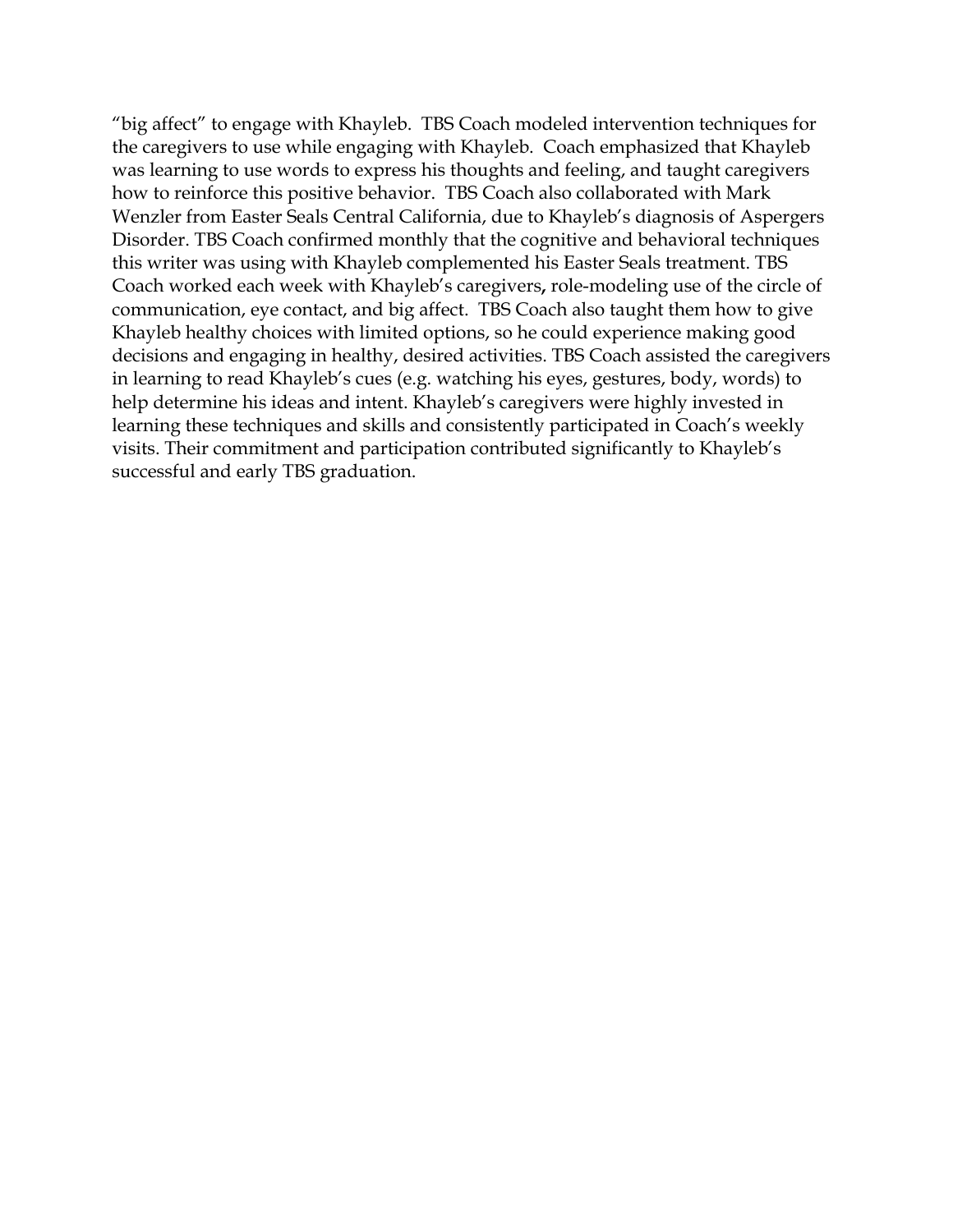"big affect" to engage with Khayleb. TBS Coach modeled intervention techniques for the caregivers to use while engaging with Khayleb. Coach emphasized that Khayleb was learning to use words to express his thoughts and feeling, and taught caregivers how to reinforce this positive behavior. TBS Coach also collaborated with Mark Wenzler from Easter Seals Central California, due to Khayleb's diagnosis of Aspergers Disorder. TBS Coach confirmed monthly that the cognitive and behavioral techniques this writer was using with Khayleb complemented his Easter Seals treatment. TBS Coach worked each week with Khayleb's caregivers**,** role-modeling use of the circle of communication, eye contact, and big affect. TBS Coach also taught them how to give Khayleb healthy choices with limited options, so he could experience making good decisions and engaging in healthy, desired activities. TBS Coach assisted the caregivers in learning to read Khayleb's cues (e.g. watching his eyes, gestures, body, words) to help determine his ideas and intent. Khayleb's caregivers were highly invested in learning these techniques and skills and consistently participated in Coach's weekly visits. Their commitment and participation contributed significantly to Khayleb's successful and early TBS graduation.